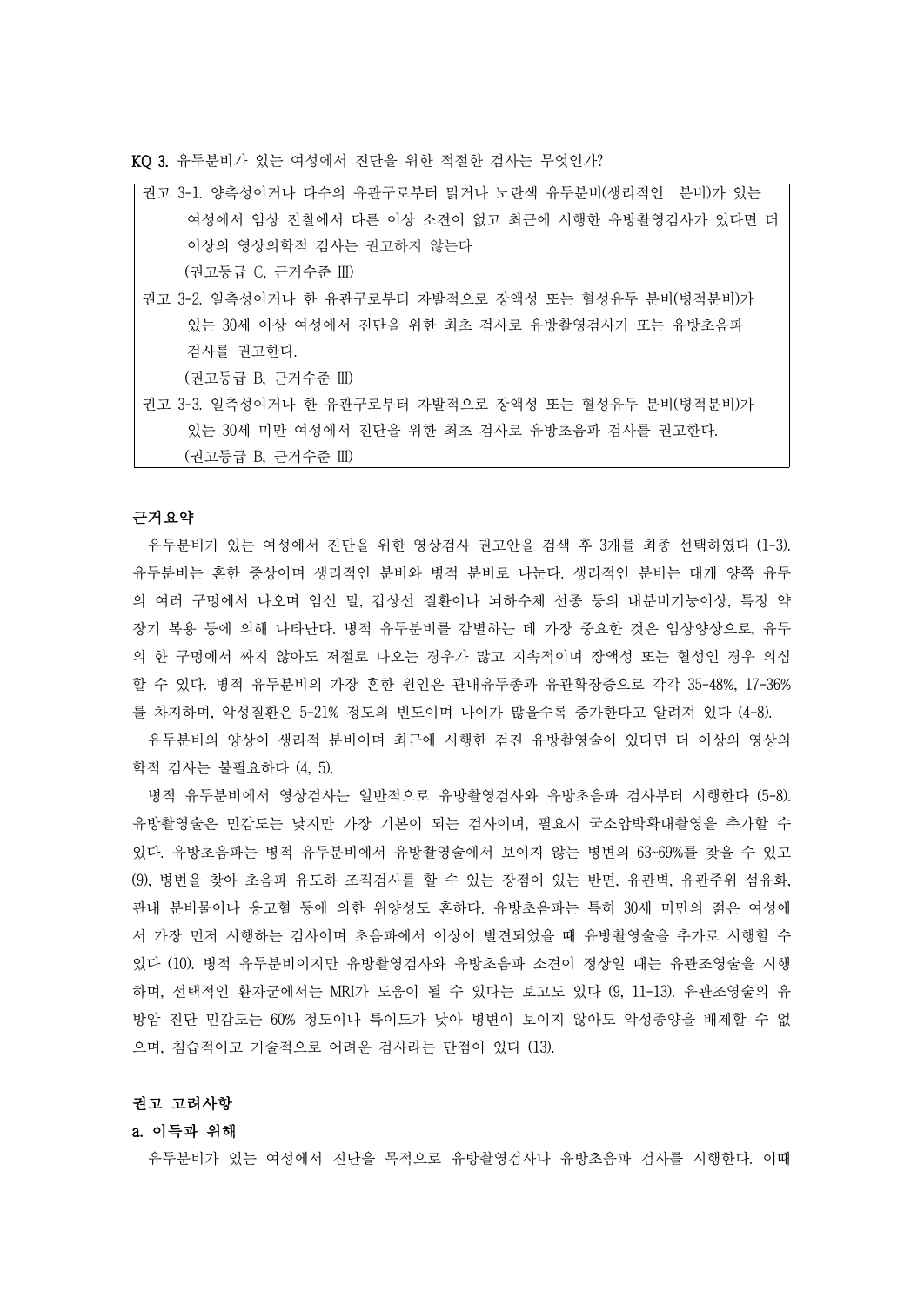KQ 3. 유두분비가 있는 여성에서 진단을 위한 적절한 검사는 무엇인가?

권고 3-1. 양측성이거나 다수의 유관구로부터 맑거나 노란색 유두분비(생리적인 분비)가 있는 여성에서 임상 진찰에서 다른 이상 소견이 없고 최근에 시행한 유방촬영검사가 있다면 더 이상의 영상의학적 검사는 권고하지 않는다
(권고등급 C, 근거수준 III)

권고 3-2. 일측성이거나 한 유관구로부터 자발적으로 장액성 또는 혈성유두 분비(병적분비)가 있는 30세 이상 여성에서 진단을 위한 최초 검사로 유방촬영검사가 또는 유방초음파 검사를 권고한다.
(권고등급 B, 근거수준 III)

권고 3-3. 일측성이거나 한 유관구로부터 자발적으로 장액성 또는 혈성유두 분비(병적분비)가 있는 30세 미만 여성에서 진단을 위한 최초 검사로 유방초음파 검사를 권고한다.
(권고등급 B, 근거수준 III)

**근거요약**

유두분비가 있는 여성에서 진단을 위한 영상검사 권고안을 검색 후 3개를 최종 선택하였다 (1-3). 유두분비는 흔한 증상이며 생리적인 분비와 병적 분비로 나눈다. 생리적인 분비는 대개 양쪽 유두의 여러 구멍에서 나오며 임신 말, 갑상선 질환이나 뇌하수체 선종 등의 내분비기능이상, 특정 약장기 복용 등에 의해 나타난다. 병적 유두분비를 감별하는 데 가장 중요한 것은 임상양상으로, 유두의 한 구멍에서 짜지 않아도 저절로 나오는 경우가 많고 지속적이며 장액성 또는 혈성인 경우 의심할 수 있다. 병적 유두분비의 가장 흔한 원인은 관내유두종과 유관확장증으로 각각 35-48%, 17-36%를 차지하며, 악성질환은 5-21% 정도의 빈도이며 나이가 많을수록 증가한다고 알려져 있다 (4-8).

유두분비의 양상이 생리적 분비이며 최근에 시행한 검진 유방촬영술이 있다면 더 이상의 영상의학적 검사는 불필요하다 (4, 5).

병적 유두분비에서 영상검사는 일반적으로 유방촬영검사와 유방초음파 검사부터 시행한다 (5-8). 유방촬영술은 민감도는 낮지만 가장 기본이 되는 검사이며, 필요시 국소압박확대촬영을 추가할 수 있다. 유방초음파는 병적 유두분비에서 유방촬영술에서 보이지 않는 병변의 63~69%를 찾을 수 있고 (9), 병변을 찾아 초음파 유도하 조직검사를 할 수 있는 장점이 있는 반면, 유관벽, 유관주위 섬유화, 관내 분비물이나 응고혈 등에 의한 위양성도 흔하다. 유방초음파는 특히 30세 미만의 젊은 여성에서 가장 먼저 시행하는 검사이며 초음파에서 이상이 발견되었을 때 유방촬영술을 추가로 시행할 수 있다 (10). 병적 유두분비이지만 유방촬영검사와 유방초음파 소견이 정상일 때는 유관조영술을 시행하며, 선택적인 환자군에서는 MRI가 도움이 될 수 있다는 보고도 있다 (9, 11-13). 유관조영술의 유방암 진단 민감도는 60% 정도이나 특이도가 낮아 병변이 보이지 않아도 악성종양을 배제할 수 없으며, 침습적이고 기술적으로 어려운 검사라는 단점이 있다 (13).

**권고 고려사항**

**a. 이득과 위해**

유두분비가 있는 여성에서 진단을 목적으로 유방촬영검사나 유방초음파 검사를 시행한다. 이때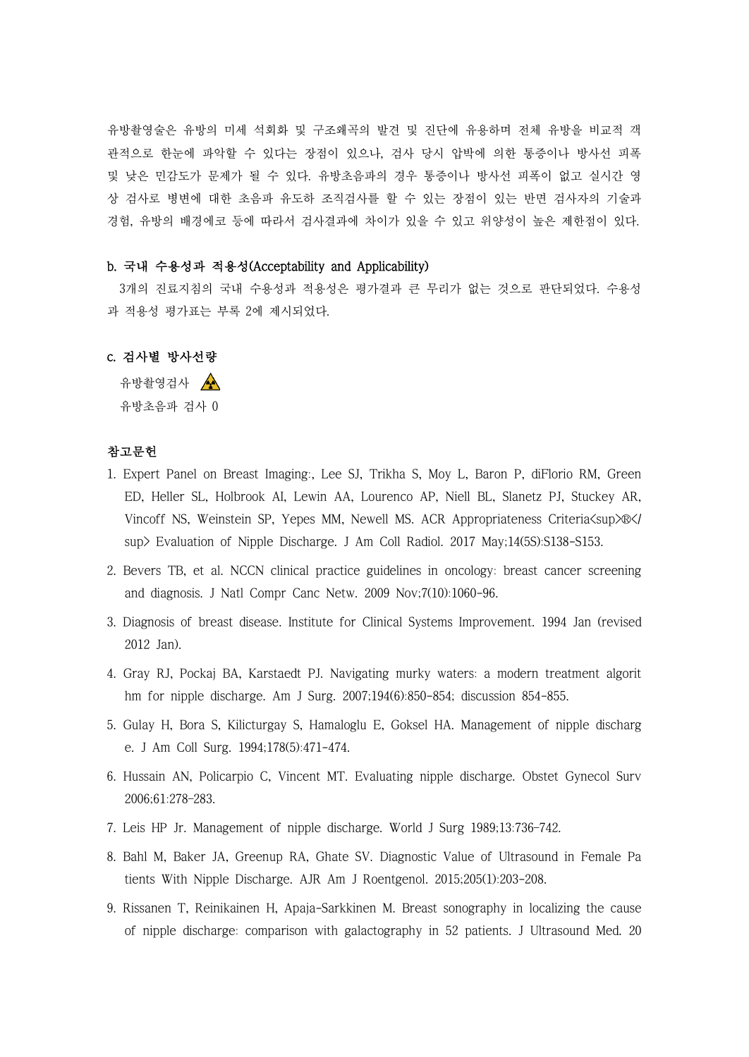유방촬영술은 유방의 미세 석회화 및 구조왜곡의 발견 및 진단에 유용하며 전체 유방을 비교적 객관적으로 한눈에 파악할 수 있다는 장점이 있으나, 검사 당시 압박에 의한 통증이나 방사선 피폭 및 낮은 민감도가 문제가 될 수 있다. 유방초음파의 경우 통증이나 방사선 피폭이 없고 실시간 영상 검사로 병변에 대한 초음파 유도하 조직검사를 할 수 있는 장점이 있는 반면 검사자의 기술과 경험, 유방의 배경에코 등에 따라서 검사결과에 차이가 있을 수 있고 위양성이 높은 제한점이 있다.

**b. 국내 수용성과 적용성(Acceptability and Applicability)**

3개의 진료지침의 국내 수용성과 적용성은 평가결과 큰 무리가 없는 것으로 판단되었다. 수용성과 적용성 평가표는 부록 2에 제시되었다.

**c. 검사별 방사선량**

유방촬영검사 ☢

유방초음파 검사 0

**참고문헌**

1. Expert Panel on Breast Imaging:, Lee SJ, Trikha S, Moy L, Baron P, diFlorio RM, Green ED, Heller SL, Holbrook AI, Lewin AA, Lourenco AP, Niell BL, Slanetz PJ, Stuckey AR, Vincoff NS, Weinstein SP, Yepes MM, Newell MS. ACR Appropriateness Criteria<sup>®</sup> Evaluation of Nipple Discharge. J Am Coll Radiol. 2017 May;14(5S):S138-S153.
2. Bevers TB, et al. NCCN clinical practice guidelines in oncology: breast cancer screening and diagnosis. J Natl Compr Canc Netw. 2009 Nov;7(10):1060-96.
3. Diagnosis of breast disease. Institute for Clinical Systems Improvement. 1994 Jan (revised 2012 Jan).
4. Gray RJ, Pockaj BA, Karstaedt PJ. Navigating murky waters: a modern treatment algorithm for nipple discharge. Am J Surg. 2007;194(6):850-854; discussion 854-855.
5. Gulay H, Bora S, Kilicturgay S, Hamaloglu E, Goksel HA. Management of nipple discharge. J Am Coll Surg. 1994;178(5):471-474.
6. Hussain AN, Policarpio C, Vincent MT. Evaluating nipple discharge. Obstet Gynecol Surv 2006;61:278-283.
7. Leis HP Jr. Management of nipple discharge. World J Surg 1989;13:736-742.
8. Bahl M, Baker JA, Greenup RA, Ghate SV. Diagnostic Value of Ultrasound in Female Patients With Nipple Discharge. AJR Am J Roentgenol. 2015;205(1):203-208.
9. Rissanen T, Reinikainen H, Apaja-Sarkkinen M. Breast sonography in localizing the cause of nipple discharge: comparison with galactography in 52 patients. J Ultrasound Med. 20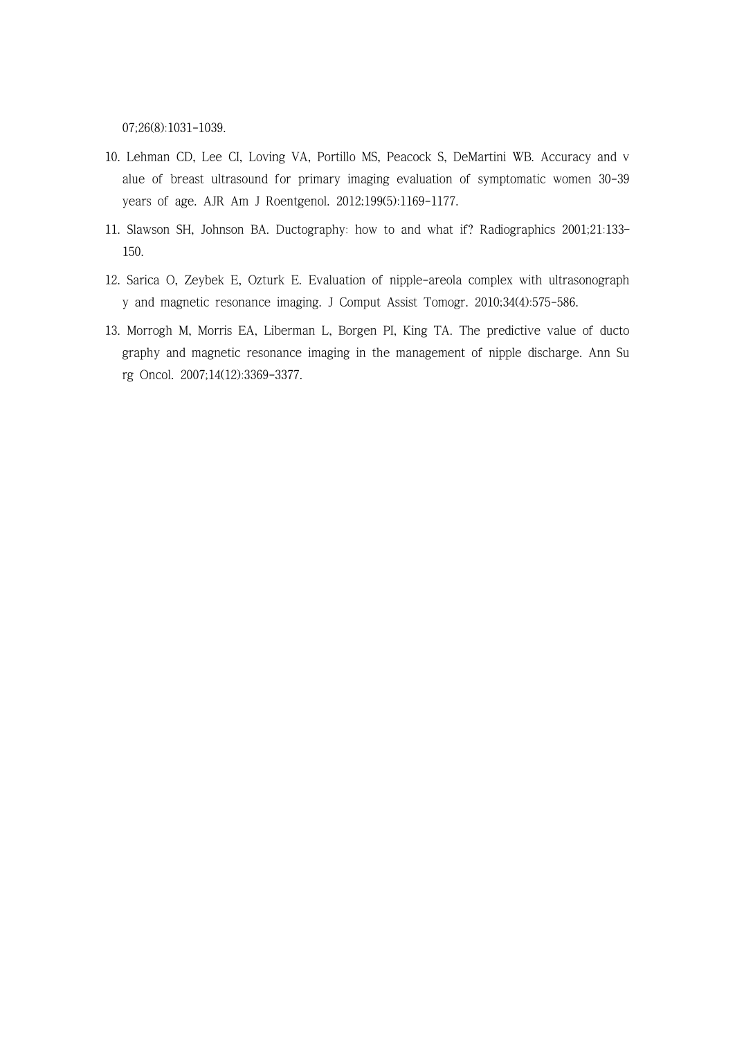07;26(8):1031-1039.

10. Lehman CD, Lee CI, Loving VA, Portillo MS, Peacock S, DeMartini WB. Accuracy and value of breast ultrasound for primary imaging evaluation of symptomatic women 30-39 years of age. AJR Am J Roentgenol. 2012;199(5):1169-1177.
11. Slawson SH, Johnson BA. Ductography: how to and what if? Radiographics 2001;21:133-150.
12. Sarica O, Zeybek E, Ozturk E. Evaluation of nipple-areola complex with ultrasonography and magnetic resonance imaging. J Comput Assist Tomogr. 2010;34(4):575-586.
13. Morrogh M, Morris EA, Liberman L, Borgen PI, King TA. The predictive value of ductography and magnetic resonance imaging in the management of nipple discharge. Ann Surg Oncol. 2007;14(12):3369-3377.